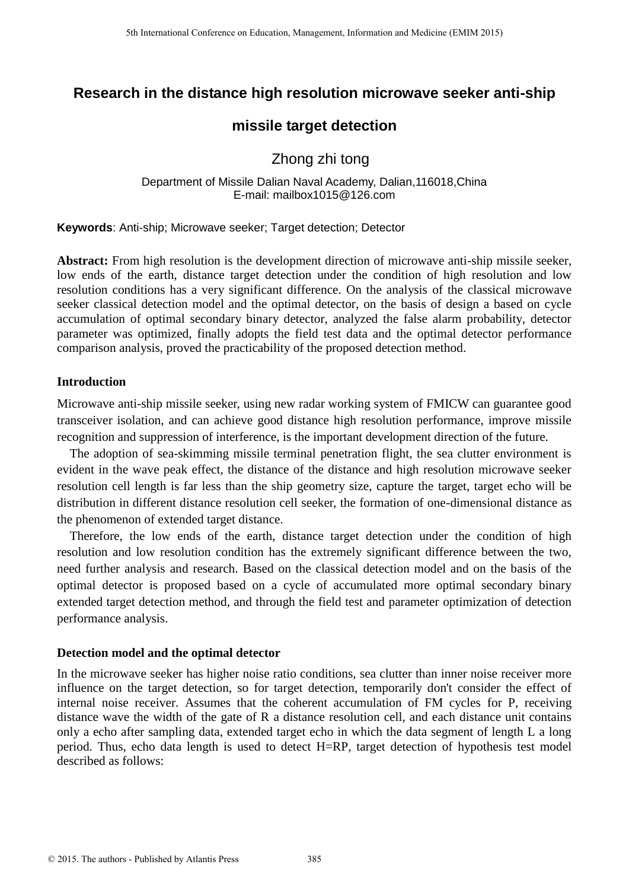# Research in the distance high resolution microwave seeker anti-ship missile target detection

Zhong zhi tong

Department of Missile Dalian Naval Academy, Dalian,116018,China
E-mail: mailbox1015@126.com

**Keywords**: Anti-ship; Microwave seeker; Target detection; Detector

**Abstract:** From high resolution is the development direction of microwave anti-ship missile seeker, low ends of the earth, distance target detection under the condition of high resolution and low resolution conditions has a very significant difference. On the analysis of the classical microwave seeker classical detection model and the optimal detector, on the basis of design a based on cycle accumulation of optimal secondary binary detector, analyzed the false alarm probability, detector parameter was optimized, finally adopts the field test data and the optimal detector performance comparison analysis, proved the practicability of the proposed detection method.

## Introduction

Microwave anti-ship missile seeker, using new radar working system of FMICW can guarantee good transceiver isolation, and can achieve good distance high resolution performance, improve missile recognition and suppression of interference, is the important development direction of the future.

The adoption of sea-skimming missile terminal penetration flight, the sea clutter environment is evident in the wave peak effect, the distance of the distance and high resolution microwave seeker resolution cell length is far less than the ship geometry size, capture the target, target echo will be distribution in different distance resolution cell seeker, the formation of one-dimensional distance as the phenomenon of extended target distance.

Therefore, the low ends of the earth, distance target detection under the condition of high resolution and low resolution condition has the extremely significant difference between the two, need further analysis and research. Based on the classical detection model and on the basis of the optimal detector is proposed based on a cycle of accumulated more optimal secondary binary extended target detection method, and through the field test and parameter optimization of detection performance analysis.

## Detection model and the optimal detector

In the microwave seeker has higher noise ratio conditions, sea clutter than inner noise receiver more influence on the target detection, so for target detection, temporarily don't consider the effect of internal noise receiver. Assumes that the coherent accumulation of FM cycles for P, receiving distance wave the width of the gate of R a distance resolution cell, and each distance unit contains only a echo after sampling data, extended target echo in which the data segment of length L a long period. Thus, echo data length is used to detect H=RP, target detection of hypothesis test model described as follows: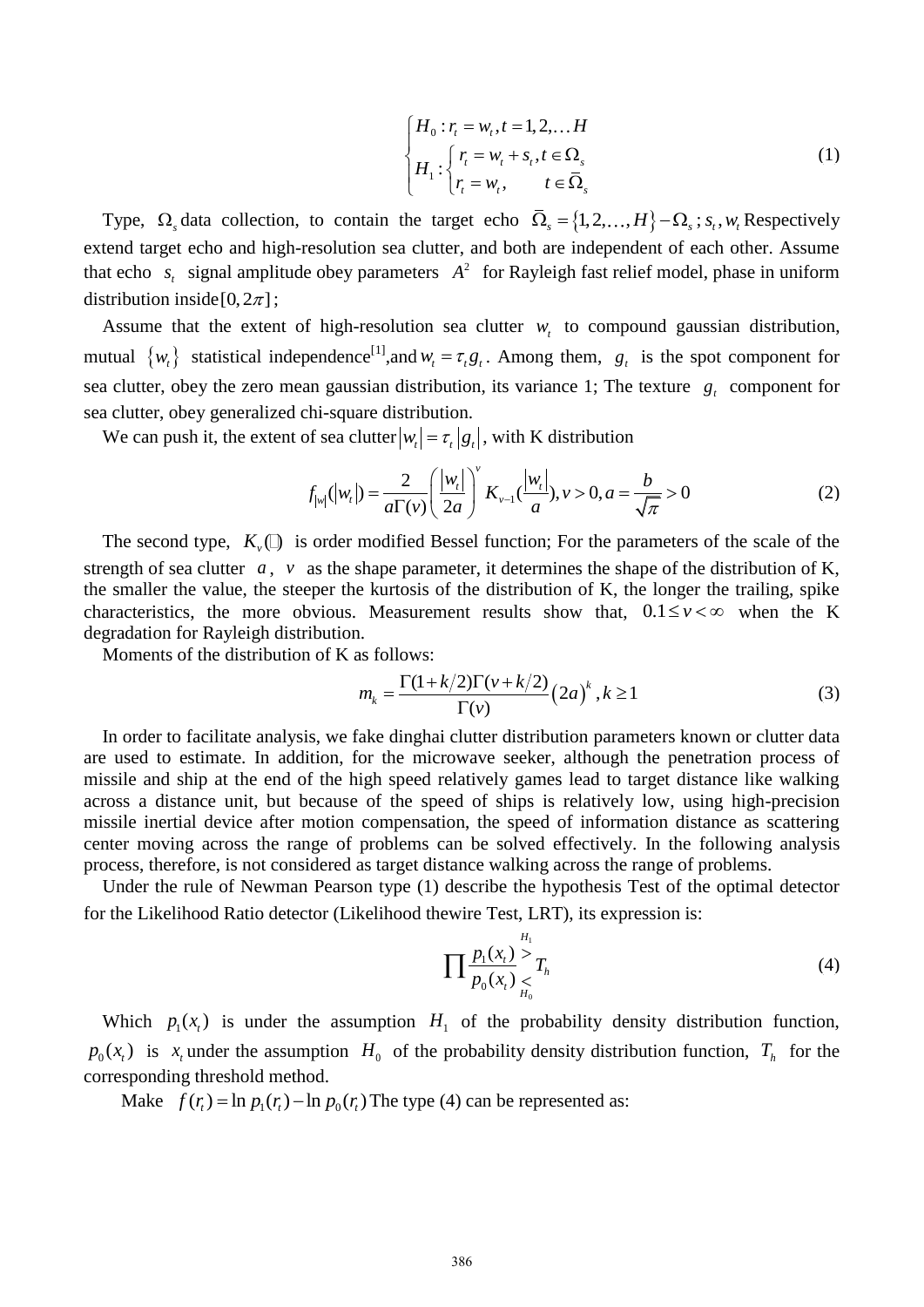$$
\begin{cases} H_0 : r_t = w_t, t = 1, 2, \ldots H \\ H_1 : \begin{cases} r_t = w_t + s_t, t \in \Omega_s \\ r_t = w_t, \quad\quad t \in \bar{\Omega}_s \end{cases} \end{cases} \tag{1}
$$

Type, $\Omega_s$ data collection, to contain the target echo $\bar{\Omega}_s = \{1, 2, \ldots, H\} - \Omega_s$; $s_t, w_t$ Respectively extend target echo and high-resolution sea clutter, and both are independent of each other. Assume that echo $s_t$ signal amplitude obey parameters $A^2$ for Rayleigh fast relief model, phase in uniform distribution inside $[0, 2\pi]$;

Assume that the extent of high-resolution sea clutter $w_t$ to compound gaussian distribution, mutual $\{w_t\}$ statistical independence[1],and $w_t = \tau_t g_t$. Among them, $g_t$ is the spot component for sea clutter, obey the zero mean gaussian distribution, its variance 1; The texture $g_t$ component for sea clutter, obey generalized chi-square distribution.

We can push it, the extent of sea clutter $|w_t| = \tau_t |g_t|$, with K distribution

$$
f_{|w|}(|w_t|) = \frac{2}{a\Gamma(v)} \left( \frac{|w_t|}{2a} \right)^v K_{v-1}\left(\frac{|w_t|}{a}\right), v > 0, a = \frac{b}{\sqrt{\pi}} > 0 \tag{2}
$$

The second type, $K_v(\cdot)$ is order modified Bessel function; For the parameters of the scale of the strength of sea clutter $a$, $v$ as the shape parameter, it determines the shape of the distribution of K, the smaller the value, the steeper the kurtosis of the distribution of K, the longer the trailing, spike characteristics, the more obvious. Measurement results show that, $0.1 \le v < \infty$ when the K degradation for Rayleigh distribution.

Moments of the distribution of K as follows:

$$
m_k = \frac{\Gamma(1 + k/2)\Gamma(v + k/2)}{\Gamma(v)} (2a)^k, k \ge 1 \tag{3}
$$

In order to facilitate analysis, we fake dinghai clutter distribution parameters known or clutter data are used to estimate. In addition, for the microwave seeker, although the penetration process of missile and ship at the end of the high speed relatively games lead to target distance like walking across a distance unit, but because of the speed of ships is relatively low, using high-precision missile inertial device after motion compensation, the speed of information distance as scattering center moving across the range of problems can be solved effectively. In the following analysis process, therefore, is not considered as target distance walking across the range of problems.

Under the rule of Newman Pearson type (1) describe the hypothesis Test of the optimal detector for the Likelihood Ratio detector (Likelihood thewire Test, LRT), its expression is:

$$
\prod \frac{p_1(x_t)}{p_0(x_t)} \mathop{\gtrless}_{H_0}^{H_1} T_h \tag{4}
$$

Which $p_1(x_t)$ is under the assumption $H_1$ of the probability density distribution function, $p_0(x_t)$ is $x_t$ under the assumption $H_0$ of the probability density distribution function, $T_h$ for the corresponding threshold method.

Make $f(r_t) = \ln p_1(r_t) - \ln p_0(r_t)$ The type (4) can be represented as: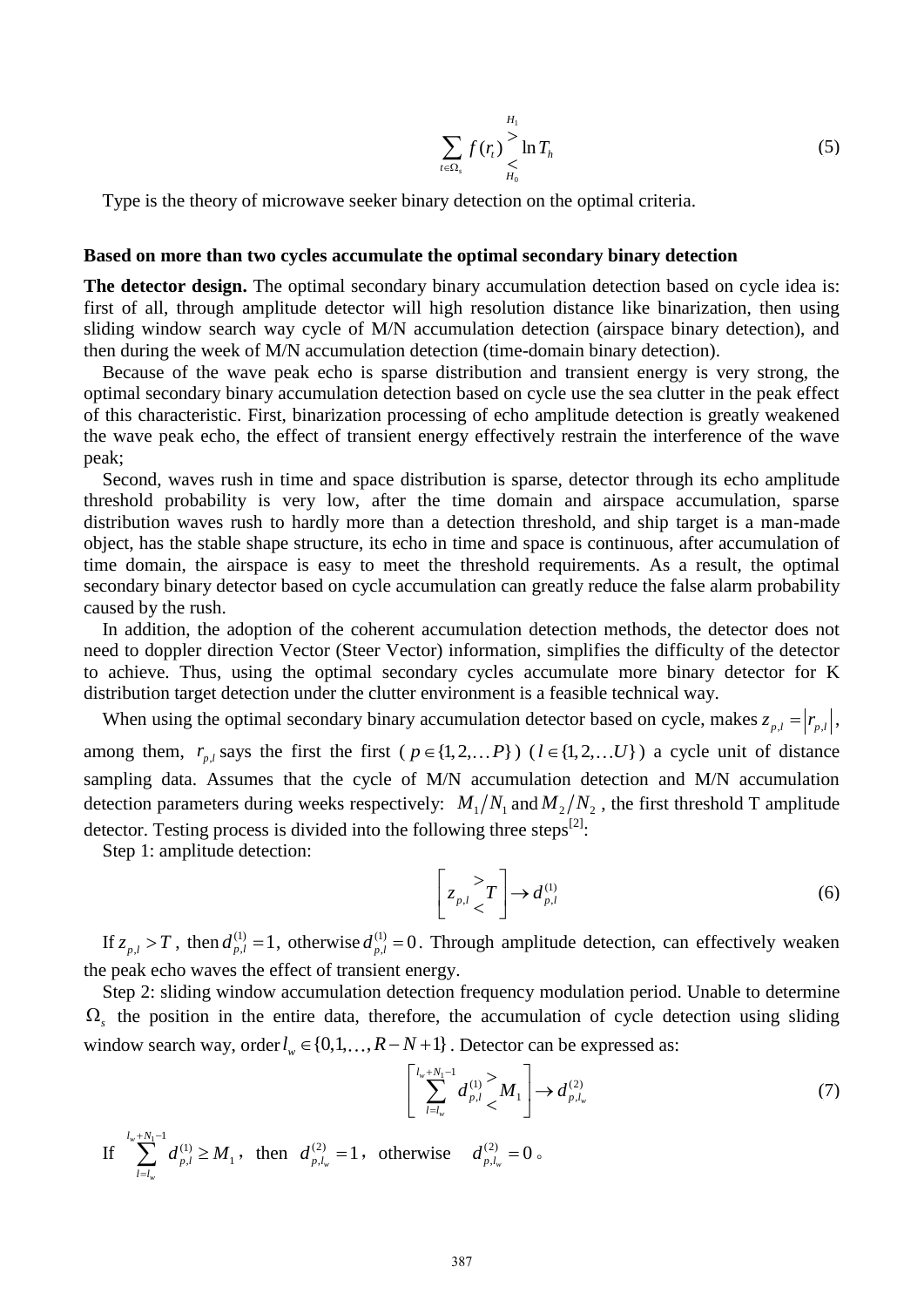$$\sum_{t \in \Omega_s} f(r_t) \mathop{\gtrless}_{H_0}^{H_1} \ln T_h \tag{5}$$

Type is the theory of microwave seeker binary detection on the optimal criteria.

## Based on more than two cycles accumulate the optimal secondary binary detection

**The detector design.** The optimal secondary binary accumulation detection based on cycle idea is: first of all, through amplitude detector will high resolution distance like binarization, then using sliding window search way cycle of M/N accumulation detection (airspace binary detection), and then during the week of M/N accumulation detection (time-domain binary detection).

Because of the wave peak echo is sparse distribution and transient energy is very strong, the optimal secondary binary accumulation detection based on cycle use the sea clutter in the peak effect of this characteristic. First, binarization processing of echo amplitude detection is greatly weakened the wave peak echo, the effect of transient energy effectively restrain the interference of the wave peak;

Second, waves rush in time and space distribution is sparse, detector through its echo amplitude threshold probability is very low, after the time domain and airspace accumulation, sparse distribution waves rush to hardly more than a detection threshold, and ship target is a man-made object, has the stable shape structure, its echo in time and space is continuous, after accumulation of time domain, the airspace is easy to meet the threshold requirements. As a result, the optimal secondary binary detector based on cycle accumulation can greatly reduce the false alarm probability caused by the rush.

In addition, the adoption of the coherent accumulation detection methods, the detector does not need to doppler direction Vector (Steer Vector) information, simplifies the difficulty of the detector to achieve. Thus, using the optimal secondary cycles accumulate more binary detector for K distribution target detection under the clutter environment is a feasible technical way.

When using the optimal secondary binary accumulation detector based on cycle, makes $z_{p,l} = |r_{p,l}|$, among them, $r_{p,l}$ says the first the first ( $p \in \{1, 2, \ldots P\}$ ) ( $l \in \{1, 2, \ldots U\}$ ) a cycle unit of distance sampling data. Assumes that the cycle of M/N accumulation detection and M/N accumulation detection parameters during weeks respectively: $M_1/N_1$ and $M_2/N_2$ , the first threshold T amplitude detector. Testing process is divided into the following three steps[2]:

Step 1: amplitude detection:

$$\left[ z_{p,l} \gtrless T \right] \rightarrow d_{p,l}^{(1)} \tag{6}$$

If $z_{p,l} > T$ , then $d_{p,l}^{(1)} = 1$, otherwise $d_{p,l}^{(1)} = 0$. Through amplitude detection, can effectively weaken the peak echo waves the effect of transient energy.

Step 2: sliding window accumulation detection frequency modulation period. Unable to determine $\Omega_s$ the position in the entire data, therefore, the accumulation of cycle detection using sliding window search way, order $l_w \in \{0, 1, \ldots, R - N + 1\}$ . Detector can be expressed as:

$$\left[ \sum_{l=l_w}^{l_w+N_1-1} d_{p,l}^{(1)} \gtrless M_1 \right] \rightarrow d_{p,l_w}^{(2)} \tag{7}$$

If $\sum_{l=l_w}^{l_w+N_1-1} d_{p,l}^{(1)} \geq M_1$, then $d_{p,l_w}^{(2)} = 1$, otherwise $d_{p,l_w}^{(2)} = 0$。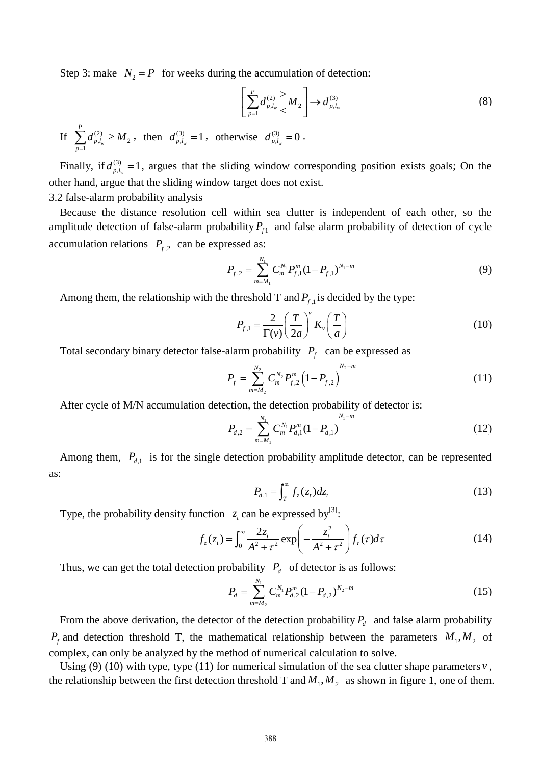Step 3: make $N_2 = P$ for weeks during the accumulation of detection:

$$\left[ \sum_{p=1}^{P} d_{p,l_w}^{(2)} \underset{<}{>} M_2 \right] \rightarrow d_{p,l_w}^{(3)} \tag{8}$$

If $\sum_{p=1}^{P} d_{p,l_w}^{(2)} \geq M_2$, then $d_{p,l_w}^{(3)} = 1$, otherwise $d_{p,l_w}^{(3)} = 0$ 。

Finally, if $d_{p,l_w}^{(3)} = 1$, argues that the sliding window corresponding position exists goals; On the other hand, argue that the sliding window target does not exist.

3.2 false-alarm probability analysis

Because the distance resolution cell within sea clutter is independent of each other, so the amplitude detection of false-alarm probability $P_{f1}$ and false alarm probability of detection of cycle accumulation relations $P_{f,2}$ can be expressed as:

$$P_{f,2} = \sum_{m=M_1}^{N_1} C_m^{N_1} P_{f,1}^m (1 - P_{f,1})^{N_1 - m} \tag{9}$$

Among them, the relationship with the threshold T and $P_{f,1}$ is decided by the type:

$$P_{f,1} = \frac{2}{\Gamma(v)} \left( \frac{T}{2a} \right)^v K_v \left( \frac{T}{a} \right) \tag{10}$$

Total secondary binary detector false-alarm probability $P_f$ can be expressed as

$$P_f = \sum_{m=M_2}^{N_2} C_m^{N_2} P_{f,2}^m \left(1 - P_{f,2}\right)^{N_2 - m} \tag{11}$$

After cycle of M/N accumulation detection, the detection probability of detector is:

$$P_{d,2} = \sum_{m=M_1}^{N_1} C_m^{N_1} P_{d,1}^m (1 - P_{d,1})^{N_1 - m} \tag{12}$$

Among them, $P_{d,1}$ is for the single detection probability amplitude detector, can be represented as:

$$P_{d,1} = \int_T^{\infty} f_z(z_t) dz_t \tag{13}$$

Type, the probability density function $z_t$ can be expressed by[3]:

$$f_z(z_t) = \int_0^{\infty} \frac{2z_t}{A^2 + \tau^2} \exp\left( -\frac{z_t^2}{A^2 + \tau^2} \right) f_\tau(\tau) d\tau \tag{14}$$

Thus, we can get the total detection probability $P_d$ of detector is as follows:

$$P_d = \sum_{m=M_2}^{N_1} C_m^{N_1} P_{d,2}^m (1 - P_{d,2})^{N_2 - m} \tag{15}$$

From the above derivation, the detector of the detection probability $P_d$ and false alarm probability $P_f$ and detection threshold T, the mathematical relationship between the parameters $M_1, M_2$ of complex, can only be analyzed by the method of numerical calculation to solve.

Using (9) (10) with type, type (11) for numerical simulation of the sea clutter shape parameters $v$, the relationship between the first detection threshold T and $M_1, M_2$ as shown in figure 1, one of them.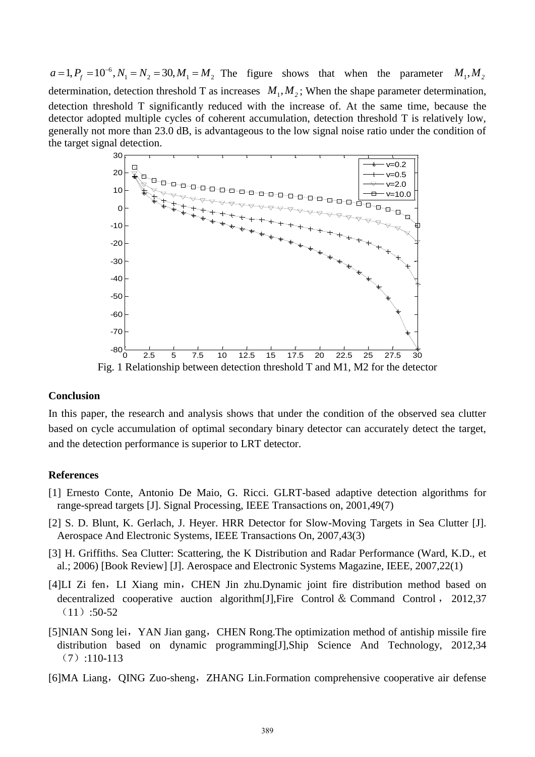$a = 1, P_f = 10^{-6}, N_1 = N_2 = 30, M_1 = M_2$ The figure shows that when the parameter $M_1, M_2$ determination, detection threshold T as increases $M_1, M_2$; When the shape parameter determination, detection threshold T significantly reduced with the increase of. At the same time, because the detector adopted multiple cycles of coherent accumulation, detection threshold T is relatively low, generally not more than 23.0 dB, is advantageous to the low signal noise ratio under the condition of the target signal detection.

v=0.2
v=0.5
v=2.0
v=10.0

30
20
10
0
-10
-20
-30
-40
-50
-60
-70
-80

0 2.5 5 7.5 10 12.5 15 17.5 20 22.5 25 27.5 30

Fig. 1 Relationship between detection threshold T and M1, M2 for the detector

**Conclusion**

In this paper, the research and analysis shows that under the condition of the observed sea clutter based on cycle accumulation of optimal secondary binary detector can accurately detect the target, and the detection performance is superior to LRT detector.

**References**

[1] Ernesto Conte, Antonio De Maio, G. Ricci. GLRT-based adaptive detection algorithms for range-spread targets [J]. Signal Processing, IEEE Transactions on, 2001,49(7)

[2] S. D. Blunt, K. Gerlach, J. Heyer. HRR Detector for Slow-Moving Targets in Sea Clutter [J]. Aerospace And Electronic Systems, IEEE Transactions On, 2007,43(3)

[3] H. Griffiths. Sea Clutter: Scattering, the K Distribution and Radar Performance (Ward, K.D., et al.; 2006) [Book Review] [J]. Aerospace and Electronic Systems Magazine, IEEE, 2007,22(1)

[4]LI Zi fen，LI Xiang min，CHEN Jin zhu.Dynamic joint fire distribution method based on decentralized cooperative auction algorithm[J],Fire Control＆Command Control，2012,37（11）:50-52

[5]NIAN Song lei，YAN Jian gang，CHEN Rong.The optimization method of antiship missile fire distribution based on dynamic programming[J],Ship Science And Technology, 2012,34（7）:110-113

[6]MA Liang，QING Zuo-sheng，ZHANG Lin.Formation comprehensive cooperative air defense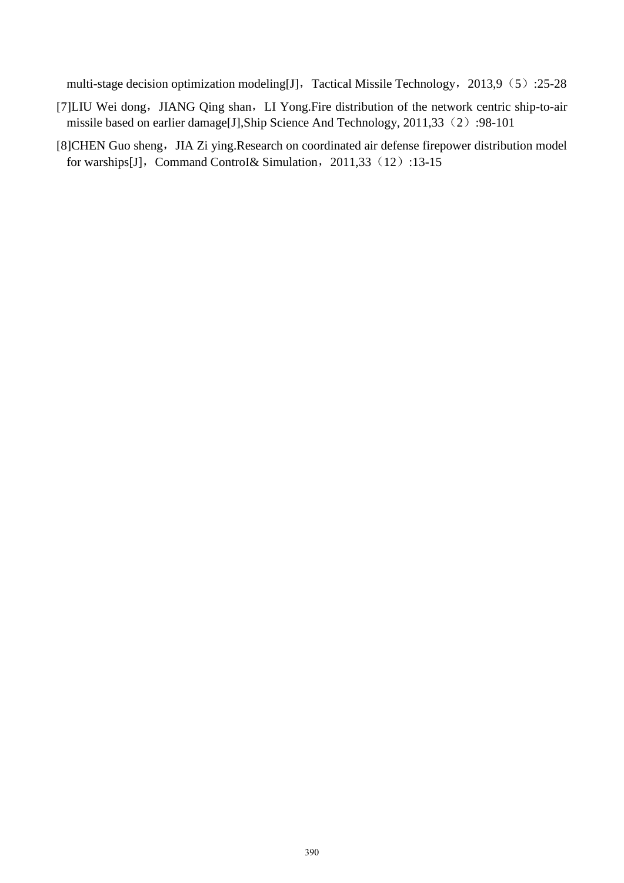multi-stage decision optimization modeling[J]，Tactical Missile Technology，2013,9（5）:25-28

[7]LIU Wei dong，JIANG Qing shan，LI Yong.Fire distribution of the network centric ship-to-air missile based on earlier damage[J],Ship Science And Technology, 2011,33（2）:98-101

[8]CHEN Guo sheng，JIA Zi ying.Research on coordinated air defense firepower distribution model for warships[J]，Command ControI& Simulation，2011,33（12）:13-15